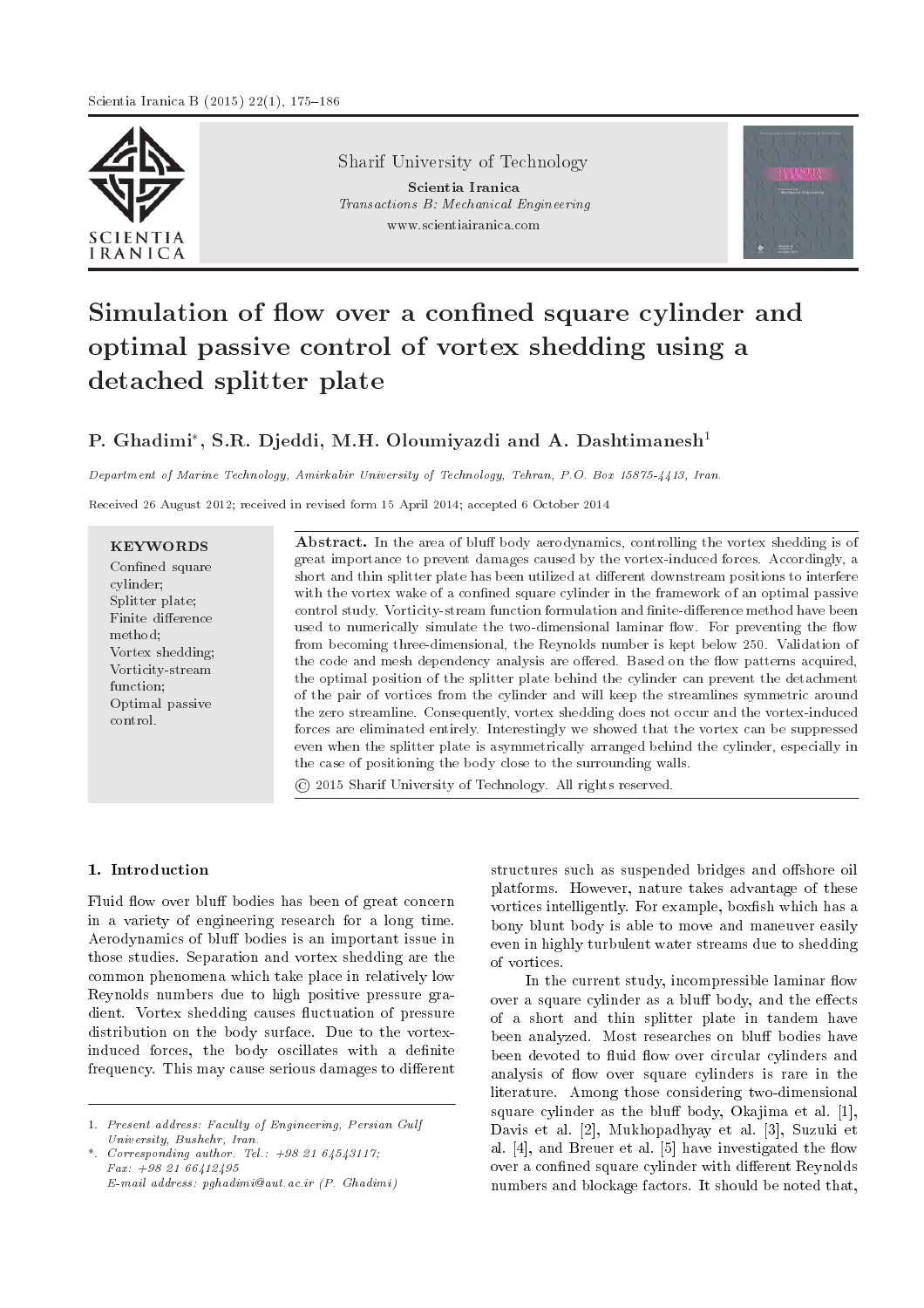Sharif University of Technology

Scientia Iranica

*Transactions B: Mechanical Engineering*

www.scientiairanica.com

# Simulation of flow over a confined square cylinder and optimal passive control of vortex shedding using a detached splitter plate

**P. Ghadimi***, **S.R. Djeddi**, **M.H. Oloumiyazdi** and **A. Dashtimanesh**[1]

*Department of Marine Technology, Amirkabir University of Technology, Tehran, P.O. Box 15875-4413, Iran.*

Received 26 August 2012; received in revised form 15 April 2014; accepted 6 October 2014

**KEYWORDS**

Confined square cylinder;
Splitter plate;
Finite difference method;
Vortex shedding;
Vorticity-stream function;
Optimal passive control.

**Abstract.** In the area of bluff body aerodynamics, controlling the vortex shedding is of great importance to prevent damages caused by the vortex-induced forces. Accordingly, a short and thin splitter plate has been utilized at different downstream positions to interfere with the vortex wake of a confined square cylinder in the framework of an optimal passive control study. Vorticity-stream function formulation and finite-difference method have been used to numerically simulate the two-dimensional laminar flow. For preventing the flow from becoming three-dimensional, the Reynolds number is kept below 250. Validation of the code and mesh dependency analysis are offered. Based on the flow patterns acquired, the optimal position of the splitter plate behind the cylinder can prevent the detachment of the pair of vortices from the cylinder and will keep the streamlines symmetric around the zero streamline. Consequently, vortex shedding does not occur and the vortex-induced forces are eliminated entirely. Interestingly we showed that the vortex can be suppressed even when the splitter plate is asymmetrically arranged behind the cylinder, especially in the case of positioning the body close to the surrounding walls.

© 2015 Sharif University of Technology. All rights reserved.

## 1. Introduction

Fluid flow over bluff bodies has been of great concern in a variety of engineering research for a long time. Aerodynamics of bluff bodies is an important issue in those studies. Separation and vortex shedding are the common phenomena which take place in relatively low Reynolds numbers due to high positive pressure gradient. Vortex shedding causes fluctuation of pressure distribution on the body surface. Due to the vortex-induced forces, the body oscillates with a definite frequency. This may cause serious damages to different structures such as suspended bridges and offshore oil platforms. However, nature takes advantage of these vortices intelligently. For example, boxfish which has a bony blunt body is able to move and maneuver easily even in highly turbulent water streams due to shedding of vortices.

In the current study, incompressible laminar flow over a square cylinder as a bluff body, and the effects of a short and thin splitter plate in tandem have been analyzed. Most researches on bluff bodies have been devoted to fluid flow over circular cylinders and analysis of flow over square cylinders is rare in the literature. Among those considering two-dimensional square cylinder as the bluff body, Okajima et al. [1], Davis et al. [2], Mukhopadhyay et al. [3], Suzuki et al. [4], and Breuer et al. [5] have investigated the flow over a confined square cylinder with different Reynolds numbers and blockage factors. It should be noted that,

1. *Present address: Faculty of Engineering, Persian Gulf University, Bushehr, Iran.*

\*. *Corresponding author. Tel.: +98 21 64543117; Fax: +98 21 66412495*
*E-mail address: pghadimi@aut.ac.ir (P. Ghadimi)*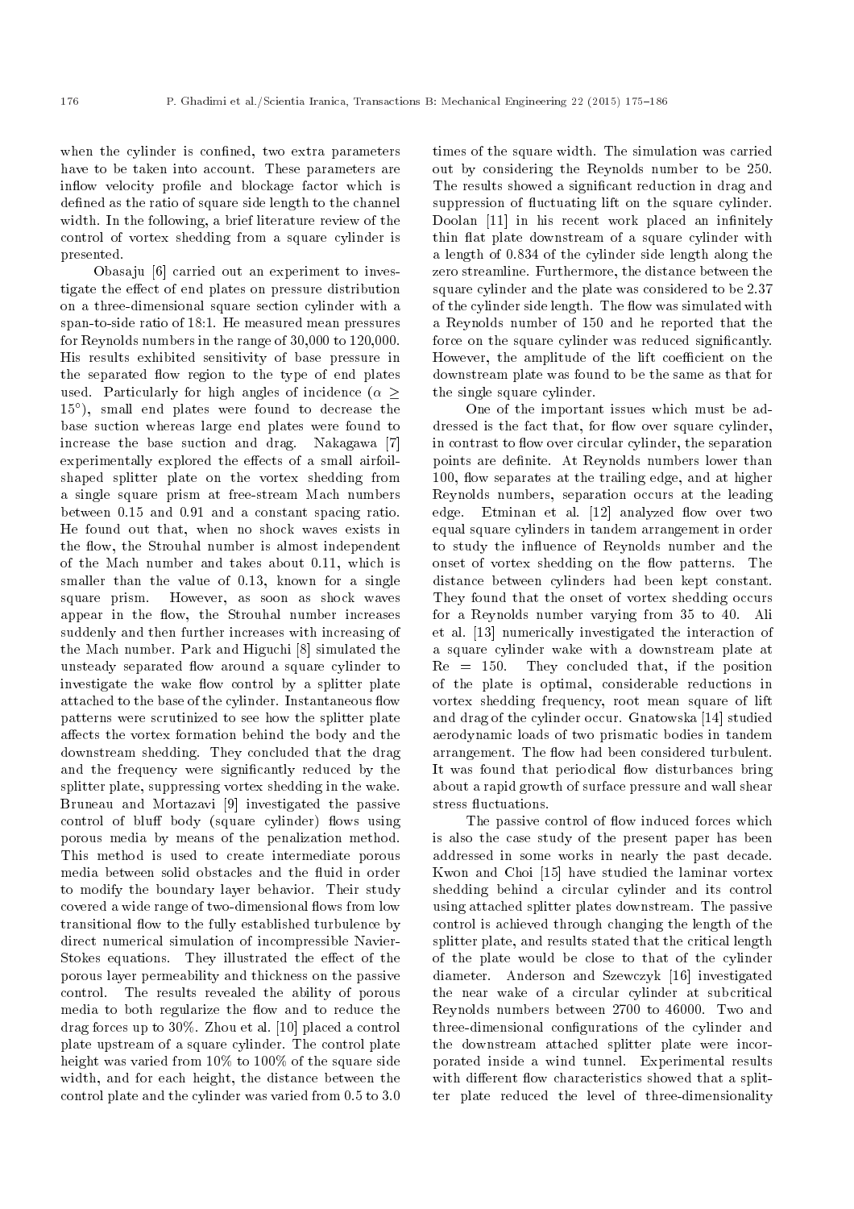when the cylinder is confined, two extra parameters have to be taken into account. These parameters are inflow velocity profile and blockage factor which is defined as the ratio of square side length to the channel width. In the following, a brief literature review of the control of vortex shedding from a square cylinder is presented.

Obasaju [6] carried out an experiment to investigate the effect of end plates on pressure distribution on a three-dimensional square section cylinder with a span-to-side ratio of 18:1. He measured mean pressures for Reynolds numbers in the range of 30,000 to 120,000. His results exhibited sensitivity of base pressure in the separated flow region to the type of end plates used. Particularly for high angles of incidence ($\alpha \geq 15°$), small end plates were found to decrease the base suction whereas large end plates were found to increase the base suction and drag. Nakagawa [7] experimentally explored the effects of a small airfoil-shaped splitter plate on the vortex shedding from a single square prism at free-stream Mach numbers between 0.15 and 0.91 and a constant spacing ratio. He found out that, when no shock waves exists in the flow, the Strouhal number is almost independent of the Mach number and takes about 0.11, which is smaller than the value of 0.13, known for a single square prism. However, as soon as shock waves appear in the flow, the Strouhal number increases suddenly and then further increases with increasing of the Mach number. Park and Higuchi [8] simulated the unsteady separated flow around a square cylinder to investigate the wake flow control by a splitter plate attached to the base of the cylinder. Instantaneous flow patterns were scrutinized to see how the splitter plate affects the vortex formation behind the body and the downstream shedding. They concluded that the drag and the frequency were significantly reduced by the splitter plate, suppressing vortex shedding in the wake. Bruneau and Mortazavi [9] investigated the passive control of bluff body (square cylinder) flows using porous media by means of the penalization method. This method is used to create intermediate porous media between solid obstacles and the fluid in order to modify the boundary layer behavior. Their study covered a wide range of two-dimensional flows from low transitional flow to the fully established turbulence by direct numerical simulation of incompressible Navier-Stokes equations. They illustrated the effect of the porous layer permeability and thickness on the passive control. The results revealed the ability of porous media to both regularize the flow and to reduce the drag forces up to 30%. Zhou et al. [10] placed a control plate upstream of a square cylinder. The control plate height was varied from 10% to 100% of the square side width, and for each height, the distance between the control plate and the cylinder was varied from 0.5 to 3.0 times of the square width. The simulation was carried out by considering the Reynolds number to be 250. The results showed a significant reduction in drag and suppression of fluctuating lift on the square cylinder. Doolan [11] in his recent work placed an infinitely thin flat plate downstream of a square cylinder with a length of 0.834 of the cylinder side length along the zero streamline. Furthermore, the distance between the square cylinder and the plate was considered to be 2.37 of the cylinder side length. The flow was simulated with a Reynolds number of 150 and he reported that the force on the square cylinder was reduced significantly. However, the amplitude of the lift coefficient on the downstream plate was found to be the same as that for the single square cylinder.

One of the important issues which must be addressed is the fact that, for flow over square cylinder, in contrast to flow over circular cylinder, the separation points are definite. At Reynolds numbers lower than 100, flow separates at the trailing edge, and at higher Reynolds numbers, separation occurs at the leading edge. Etminan et al. [12] analyzed flow over two equal square cylinders in tandem arrangement in order to study the influence of Reynolds number and the onset of vortex shedding on the flow patterns. The distance between cylinders had been kept constant. They found that the onset of vortex shedding occurs for a Reynolds number varying from 35 to 40. Ali et al. [13] numerically investigated the interaction of a square cylinder wake with a downstream plate at $\mathrm{Re} = 150$. They concluded that, if the position of the plate is optimal, considerable reductions in vortex shedding frequency, root mean square of lift and drag of the cylinder occur. Gnatowska [14] studied aerodynamic loads of two prismatic bodies in tandem arrangement. The flow had been considered turbulent. It was found that periodical flow disturbances bring about a rapid growth of surface pressure and wall shear stress fluctuations.

The passive control of flow induced forces which is also the case study of the present paper has been addressed in some works in nearly the past decade. Kwon and Choi [15] have studied the laminar vortex shedding behind a circular cylinder and its control using attached splitter plates downstream. The passive control is achieved through changing the length of the splitter plate, and results stated that the critical length of the plate would be close to that of the cylinder diameter. Anderson and Szewczyk [16] investigated the near wake of a circular cylinder at subcritical Reynolds numbers between 2700 to 46000. Two and three-dimensional configurations of the cylinder and the downstream attached splitter plate were incorporated inside a wind tunnel. Experimental results with different flow characteristics showed that a splitter plate reduced the level of three-dimensionality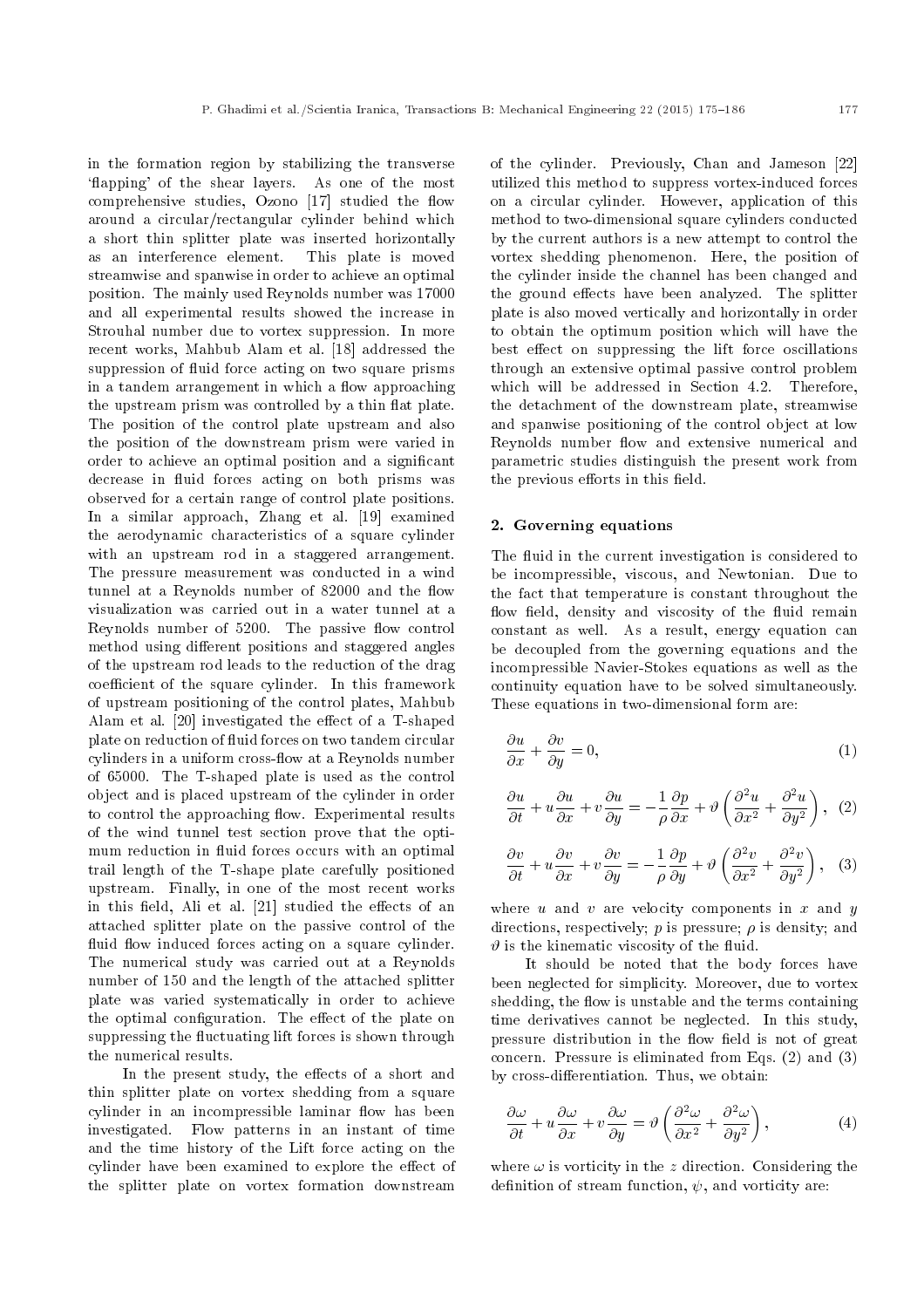in the formation region by stabilizing the transverse 'flapping' of the shear layers. As one of the most comprehensive studies, Ozono [17] studied the flow around a circular/rectangular cylinder behind which a short thin splitter plate was inserted horizontally as an interference element. This plate is moved streamwise and spanwise in order to achieve an optimal position. The mainly used Reynolds number was 17000 and all experimental results showed the increase in Strouhal number due to vortex suppression. In more recent works, Mahbub Alam et al. [18] addressed the suppression of fluid force acting on two square prisms in a tandem arrangement in which a flow approaching the upstream prism was controlled by a thin flat plate. The position of the control plate upstream and also the position of the downstream prism were varied in order to achieve an optimal position and a significant decrease in fluid forces acting on both prisms was observed for a certain range of control plate positions. In a similar approach, Zhang et al. [19] examined the aerodynamic characteristics of a square cylinder with an upstream rod in a staggered arrangement. The pressure measurement was conducted in a wind tunnel at a Reynolds number of 82000 and the flow visualization was carried out in a water tunnel at a Reynolds number of 5200. The passive flow control method using different positions and staggered angles of the upstream rod leads to the reduction of the drag coefficient of the square cylinder. In this framework of upstream positioning of the control plates, Mahbub Alam et al. [20] investigated the effect of a T-shaped plate on reduction of fluid forces on two tandem circular cylinders in a uniform cross-flow at a Reynolds number of 65000. The T-shaped plate is used as the control object and is placed upstream of the cylinder in order to control the approaching flow. Experimental results of the wind tunnel test section prove that the optimum reduction in fluid forces occurs with an optimal trail length of the T-shape plate carefully positioned upstream. Finally, in one of the most recent works in this field, Ali et al. [21] studied the effects of an attached splitter plate on the passive control of the fluid flow induced forces acting on a square cylinder. The numerical study was carried out at a Reynolds number of 150 and the length of the attached splitter plate was varied systematically in order to achieve the optimal configuration. The effect of the plate on suppressing the fluctuating lift forces is shown through the numerical results.

In the present study, the effects of a short and thin splitter plate on vortex shedding from a square cylinder in an incompressible laminar flow has been investigated. Flow patterns in an instant of time and the time history of the Lift force acting on the cylinder have been examined to explore the effect of the splitter plate on vortex formation downstream of the cylinder. Previously, Chan and Jameson [22] utilized this method to suppress vortex-induced forces on a circular cylinder. However, application of this method to two-dimensional square cylinders conducted by the current authors is a new attempt to control the vortex shedding phenomenon. Here, the position of the cylinder inside the channel has been changed and the ground effects have been analyzed. The splitter plate is also moved vertically and horizontally in order to obtain the optimum position which will have the best effect on suppressing the lift force oscillations through an extensive optimal passive control problem which will be addressed in Section 4.2. Therefore, the detachment of the downstream plate, streamwise and spanwise positioning of the control object at low Reynolds number flow and extensive numerical and parametric studies distinguish the present work from the previous efforts in this field.

## 2. Governing equations

The fluid in the current investigation is considered to be incompressible, viscous, and Newtonian. Due to the fact that temperature is constant throughout the flow field, density and viscosity of the fluid remain constant as well. As a result, energy equation can be decoupled from the governing equations and the incompressible Navier-Stokes equations as well as the continuity equation have to be solved simultaneously. These equations in two-dimensional form are:

$$\frac{\partial u}{\partial x} + \frac{\partial v}{\partial y} = 0, \tag{1}$$

$$\frac{\partial u}{\partial t} + u\frac{\partial u}{\partial x} + v\frac{\partial u}{\partial y} = -\frac{1}{\rho}\frac{\partial p}{\partial x} + \vartheta\left(\frac{\partial^2 u}{\partial x^2} + \frac{\partial^2 u}{\partial y^2}\right), \tag{2}$$

$$\frac{\partial v}{\partial t} + u\frac{\partial v}{\partial x} + v\frac{\partial v}{\partial y} = -\frac{1}{\rho}\frac{\partial p}{\partial y} + \vartheta\left(\frac{\partial^2 v}{\partial x^2} + \frac{\partial^2 v}{\partial y^2}\right), \tag{3}$$

where $u$ and $v$ are velocity components in $x$ and $y$ directions, respectively; $p$ is pressure; $\rho$ is density; and $\vartheta$ is the kinematic viscosity of the fluid.

It should be noted that the body forces have been neglected for simplicity. Moreover, due to vortex shedding, the flow is unstable and the terms containing time derivatives cannot be neglected. In this study, pressure distribution in the flow field is not of great concern. Pressure is eliminated from Eqs. (2) and (3) by cross-differentiation. Thus, we obtain:

$$\frac{\partial \omega}{\partial t} + u\frac{\partial \omega}{\partial x} + v\frac{\partial \omega}{\partial y} = \vartheta\left(\frac{\partial^2 \omega}{\partial x^2} + \frac{\partial^2 \omega}{\partial y^2}\right), \tag{4}$$

where $\omega$ is vorticity in the $z$ direction. Considering the definition of stream function, $\psi$, and vorticity are: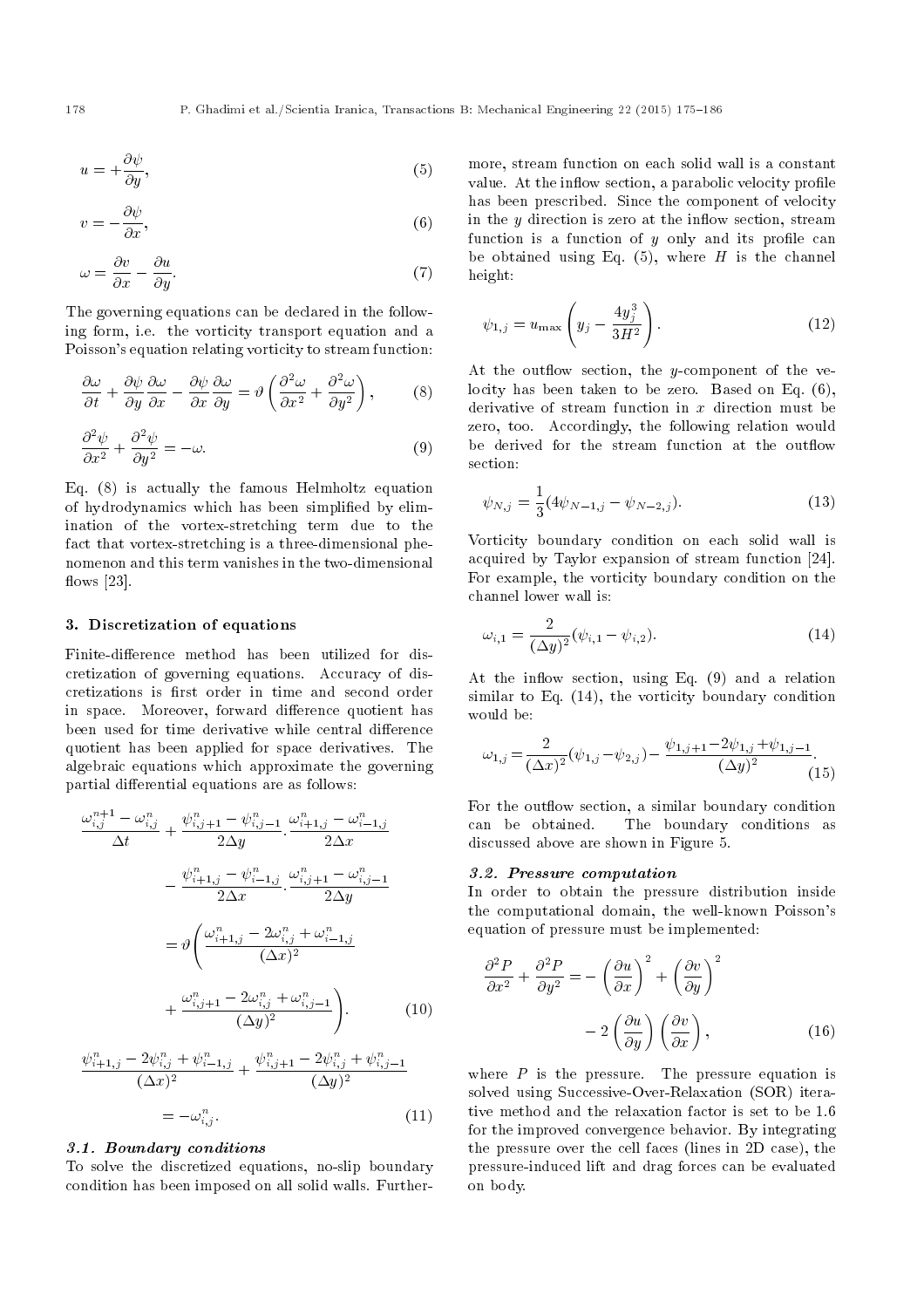$$u = +\frac{\partial \psi}{\partial y}, \tag{5}$$

$$v = -\frac{\partial \psi}{\partial x}, \tag{6}$$

$$\omega = \frac{\partial v}{\partial x} - \frac{\partial u}{\partial y}. \tag{7}$$

The governing equations can be declared in the following form, i.e. the vorticity transport equation and a Poisson's equation relating vorticity to stream function:

$$\frac{\partial \omega}{\partial t} + \frac{\partial \psi}{\partial y}\frac{\partial \omega}{\partial x} - \frac{\partial \psi}{\partial x}\frac{\partial \omega}{\partial y} = \vartheta\left(\frac{\partial^2 \omega}{\partial x^2} + \frac{\partial^2 \omega}{\partial y^2}\right), \tag{8}$$

$$\frac{\partial^2 \psi}{\partial x^2} + \frac{\partial^2 \psi}{\partial y^2} = -\omega. \tag{9}$$

Eq. (8) is actually the famous Helmholtz equation of hydrodynamics which has been simplified by elimination of the vortex-stretching term due to the fact that vortex-stretching is a three-dimensional phenomenon and this term vanishes in the two-dimensional flows [23].

## 3. Discretization of equations

Finite-difference method has been utilized for discretization of governing equations. Accuracy of discretizations is first order in time and second order in space. Moreover, forward difference quotient has been used for time derivative while central difference quotient has been applied for space derivatives. The algebraic equations which approximate the governing partial differential equations are as follows:

$$\begin{aligned}
&\frac{\omega_{i,j}^{n+1} - \omega_{i,j}^{n}}{\Delta t} + \frac{\psi_{i,j+1}^{n} - \psi_{i,j-1}^{n}}{2\Delta y}.\frac{\omega_{i+1,j}^{n} - \omega_{i-1,j}^{n}}{2\Delta x} \\
&\quad - \frac{\psi_{i+1,j}^{n} - \psi_{i-1,j}^{n}}{2\Delta x}.\frac{\omega_{i,j+1}^{n} - \omega_{i,j-1}^{n}}{2\Delta y} \\
&\quad = \vartheta\left(\frac{\omega_{i+1,j}^{n} - 2\omega_{i,j}^{n} + \omega_{i-1,j}^{n}}{(\Delta x)^2}\right. \\
&\quad \left. + \frac{\omega_{i,j+1}^{n} - 2\omega_{i,j}^{n} + \omega_{i,j-1}^{n}}{(\Delta y)^2}\right).
\end{aligned} \tag{10}$$

$$\frac{\psi_{i+1,j}^{n} - 2\psi_{i,j}^{n} + \psi_{i-1,j}^{n}}{(\Delta x)^2} + \frac{\psi_{i,j+1}^{n} - 2\psi_{i,j}^{n} + \psi_{i,j-1}^{n}}{(\Delta y)^2} = -\omega_{i,j}^{n}. \tag{11}$$

### 3.1. Boundary conditions

To solve the discretized equations, no-slip boundary condition has been imposed on all solid walls. Furthermore, stream function on each solid wall is a constant value. At the inflow section, a parabolic velocity profile has been prescribed. Since the component of velocity in the $y$ direction is zero at the inflow section, stream function is a function of $y$ only and its profile can be obtained using Eq. (5), where $H$ is the channel height:

$$\psi_{1,j} = u_{\max}\left(y_j - \frac{4y_j^3}{3H^2}\right). \tag{12}$$

At the outflow section, the $y$-component of the velocity has been taken to be zero. Based on Eq. (6), derivative of stream function in $x$ direction must be zero, too. Accordingly, the following relation would be derived for the stream function at the outflow section:

$$\psi_{N,j} = \frac{1}{3}(4\psi_{N-1,j} - \psi_{N-2,j}). \tag{13}$$

Vorticity boundary condition on each solid wall is acquired by Taylor expansion of stream function [24]. For example, the vorticity boundary condition on the channel lower wall is:

$$\omega_{i,1} = \frac{2}{(\Delta y)^2}(\psi_{i,1} - \psi_{i,2}). \tag{14}$$

At the inflow section, using Eq. (9) and a relation similar to Eq. (14), the vorticity boundary condition would be:

$$\omega_{1,j} = \frac{2}{(\Delta x)^2}(\psi_{1,j} - \psi_{2,j}) - \frac{\psi_{1,j+1} - 2\psi_{1,j} + \psi_{1,j-1}}{(\Delta y)^2}. \tag{15}$$

For the outflow section, a similar boundary condition can be obtained. The boundary conditions as discussed above are shown in Figure 5.

### 3.2. Pressure computation

In order to obtain the pressure distribution inside the computational domain, the well-known Poisson's equation of pressure must be implemented:

$$\frac{\partial^2 P}{\partial x^2} + \frac{\partial^2 P}{\partial y^2} = -\left(\frac{\partial u}{\partial x}\right)^2 + \left(\frac{\partial v}{\partial y}\right)^2 - 2\left(\frac{\partial u}{\partial y}\right)\left(\frac{\partial v}{\partial x}\right), \tag{16}$$

where $P$ is the pressure. The pressure equation is solved using Successive-Over-Relaxation (SOR) iterative method and the relaxation factor is set to be 1.6 for the improved convergence behavior. By integrating the pressure over the cell faces (lines in 2D case), the pressure-induced lift and drag forces can be evaluated on body.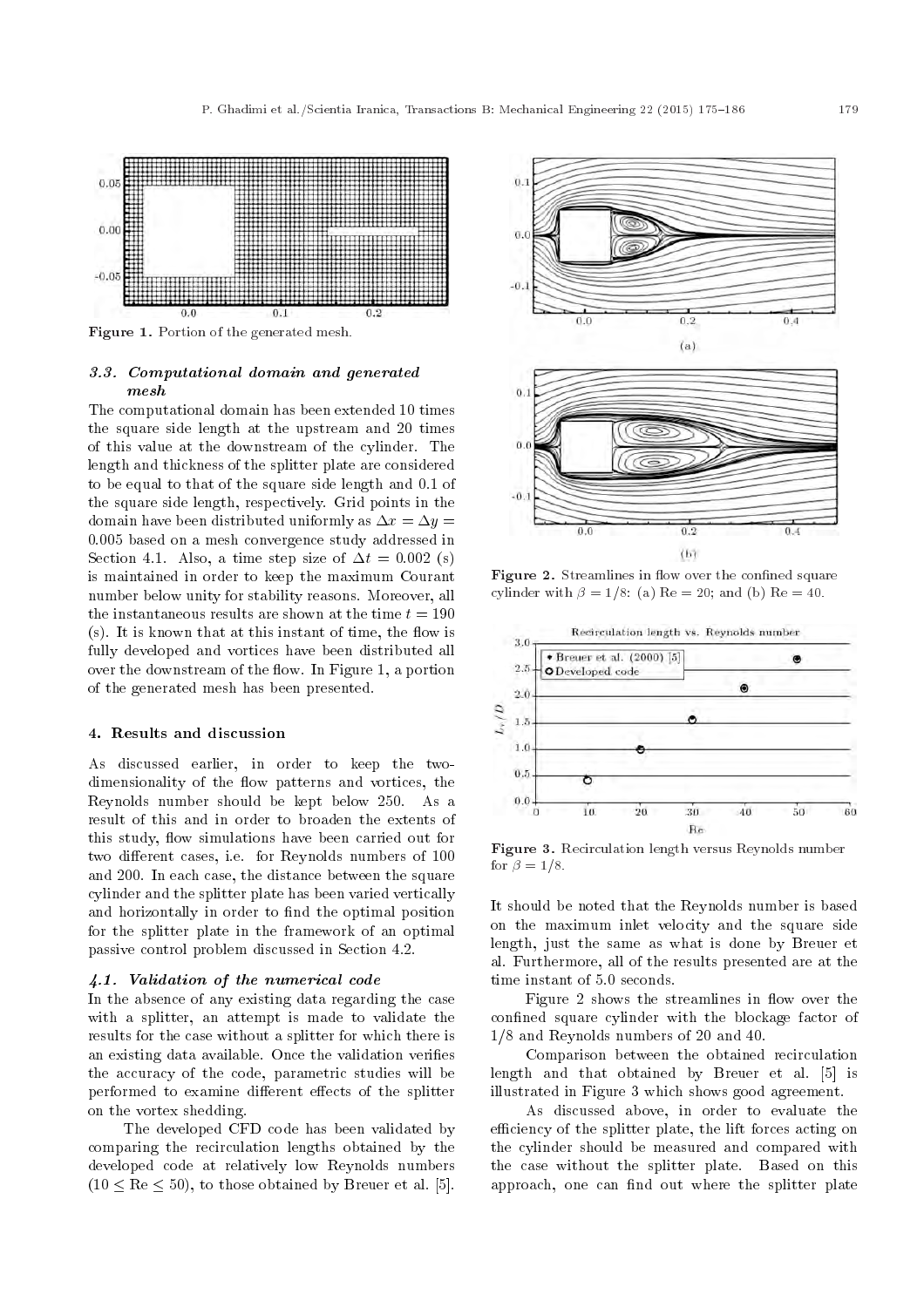Figure 1. Portion of the generated mesh.

### 3.3. Computational domain and generated mesh

The computational domain has been extended 10 times the square side length at the upstream and 20 times of this value at the downstream of the cylinder. The length and thickness of the splitter plate are considered to be equal to that of the square side length and 0.1 of the square side length, respectively. Grid points in the domain have been distributed uniformly as $\Delta x = \Delta y = 0.005$ based on a mesh convergence study addressed in Section 4.1. Also, a time step size of $\Delta t = 0.002$ (s) is maintained in order to keep the maximum Courant number below unity for stability reasons. Moreover, all the instantaneous results are shown at the time $t = 190$ (s). It is known that at this instant of time, the flow is fully developed and vortices have been distributed all over the downstream of the flow. In Figure 1, a portion of the generated mesh has been presented.

## 4. Results and discussion

As discussed earlier, in order to keep the two-dimensionality of the flow patterns and vortices, the Reynolds number should be kept below 250. As a result of this and in order to broaden the extents of this study, flow simulations have been carried out for two different cases, i.e. for Reynolds numbers of 100 and 200. In each case, the distance between the square cylinder and the splitter plate has been varied vertically and horizontally in order to find the optimal position for the splitter plate in the framework of an optimal passive control problem discussed in Section 4.2.

### 4.1. Validation of the numerical code

In the absence of any existing data regarding the case with a splitter, an attempt is made to validate the results for the case without a splitter for which there is an existing data available. Once the validation verifies the accuracy of the code, parametric studies will be performed to examine different effects of the splitter on the vortex shedding.

The developed CFD code has been validated by comparing the recirculation lengths obtained by the developed code at relatively low Reynolds numbers ($10 \leq \text{Re} \leq 50$), to those obtained by Breuer et al. [5].

Figure 2. Streamlines in flow over the confined square cylinder with $\beta = 1/8$: (a) Re = 20; and (b) Re = 40.

Figure 3. Recirculation length versus Reynolds number for $\beta = 1/8$.

It should be noted that the Reynolds number is based on the maximum inlet velocity and the square side length, just the same as what is done by Breuer et al. Furthermore, all of the results presented are at the time instant of 5.0 seconds.

Figure 2 shows the streamlines in flow over the confined square cylinder with the blockage factor of 1/8 and Reynolds numbers of 20 and 40.

Comparison between the obtained recirculation length and that obtained by Breuer et al. [5] is illustrated in Figure 3 which shows good agreement.

As discussed above, in order to evaluate the efficiency of the splitter plate, the lift forces acting on the cylinder should be measured and compared with the case without the splitter plate. Based on this approach, one can find out where the splitter plate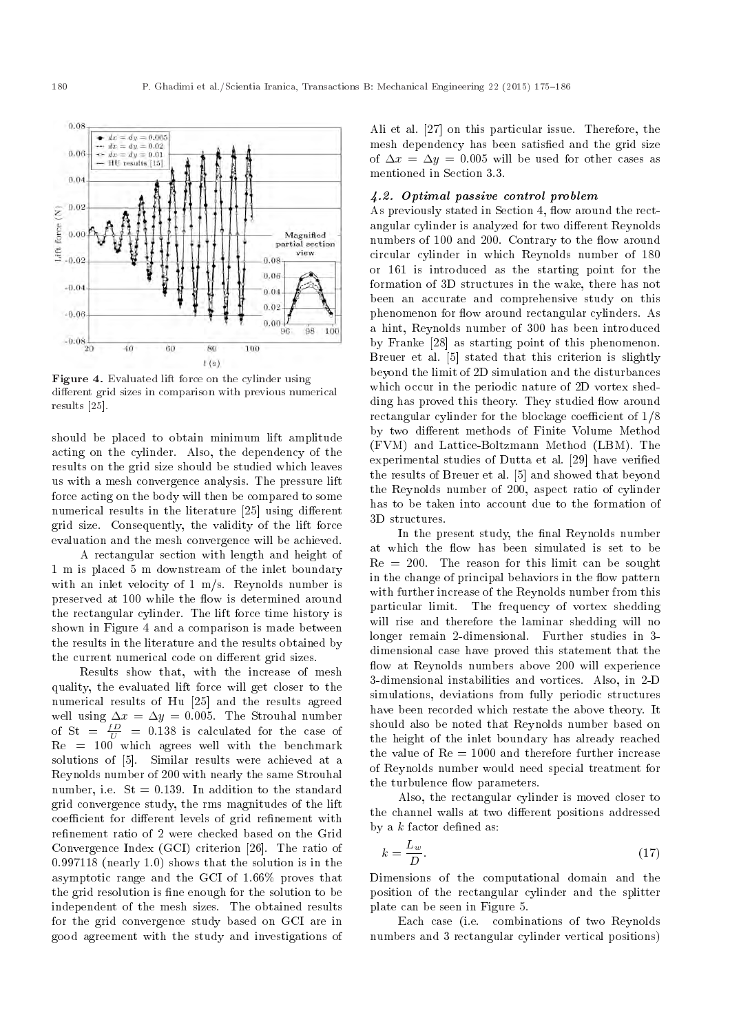Figure 4. Evaluated lift force on the cylinder using different grid sizes in comparison with previous numerical results [25].

should be placed to obtain minimum lift amplitude acting on the cylinder. Also, the dependency of the results on the grid size should be studied which leaves us with a mesh convergence analysis. The pressure lift force acting on the body will then be compared to some numerical results in the literature [25] using different grid size. Consequently, the validity of the lift force evaluation and the mesh convergence will be achieved.

A rectangular section with length and height of 1 m is placed 5 m downstream of the inlet boundary with an inlet velocity of 1 m/s. Reynolds number is preserved at 100 while the flow is determined around the rectangular cylinder. The lift force time history is shown in Figure 4 and a comparison is made between the results in the literature and the results obtained by the current numerical code on different grid sizes.

Results show that, with the increase of mesh quality, the evaluated lift force will get closer to the numerical results of Hu [25] and the results agreed well using $\Delta x = \Delta y = 0.005$. The Strouhal number of $\mathrm{St} = \frac{fD}{U} = 0.138$ is calculated for the case of $\mathrm{Re} = 100$ which agrees well with the benchmark solutions of [5]. Similar results were achieved at a Reynolds number of 200 with nearly the same Strouhal number, i.e. $\mathrm{St} = 0.139$. In addition to the standard grid convergence study, the rms magnitudes of the lift coefficient for different levels of grid refinement with refinement ratio of 2 were checked based on the Grid Convergence Index (GCI) criterion [26]. The ratio of 0.997118 (nearly 1.0) shows that the solution is in the asymptotic range and the GCI of 1.66% proves that the grid resolution is fine enough for the solution to be independent of the mesh sizes. The obtained results for the grid convergence study based on GCI are in good agreement with the study and investigations of Ali et al. [27] on this particular issue. Therefore, the mesh dependency has been satisfied and the grid size of $\Delta x = \Delta y = 0.005$ will be used for other cases as mentioned in Section 3.3.

### 4.2. Optimal passive control problem

As previously stated in Section 4, flow around the rectangular cylinder is analyzed for two different Reynolds numbers of 100 and 200. Contrary to the flow around circular cylinder in which Reynolds number of 180 or 161 is introduced as the starting point for the formation of 3D structures in the wake, there has not been an accurate and comprehensive study on this phenomenon for flow around rectangular cylinders. As a hint, Reynolds number of 300 has been introduced by Franke [28] as starting point of this phenomenon. Breuer et al. [5] stated that this criterion is slightly beyond the limit of 2D simulation and the disturbances which occur in the periodic nature of 2D vortex shedding has proved this theory. They studied flow around rectangular cylinder for the blockage coefficient of 1/8 by two different methods of Finite Volume Method (FVM) and Lattice-Boltzmann Method (LBM). The experimental studies of Dutta et al. [29] have verified the results of Breuer et al. [5] and showed that beyond the Reynolds number of 200, aspect ratio of cylinder has to be taken into account due to the formation of 3D structures.

In the present study, the final Reynolds number at which the flow has been simulated is set to be $\mathrm{Re} = 200$. The reason for this limit can be sought in the change of principal behaviors in the flow pattern with further increase of the Reynolds number from this particular limit. The frequency of vortex shedding will rise and therefore the laminar shedding will no longer remain 2-dimensional. Further studies in 3-dimensional case have proved this statement that the flow at Reynolds numbers above 200 will experience 3-dimensional instabilities and vortices. Also, in 2-D simulations, deviations from fully periodic structures have been recorded which restate the above theory. It should also be noted that Reynolds number based on the height of the inlet boundary has already reached the value of $\mathrm{Re} = 1000$ and therefore further increase of Reynolds number would need special treatment for the turbulence flow parameters.

Also, the rectangular cylinder is moved closer to the channel walls at two different positions addressed by a $k$ factor defined as:

$$k = \frac{L_w}{D}. \tag{17}$$

Dimensions of the computational domain and the position of the rectangular cylinder and the splitter plate can be seen in Figure 5.

Each case (i.e. combinations of two Reynolds numbers and 3 rectangular cylinder vertical positions)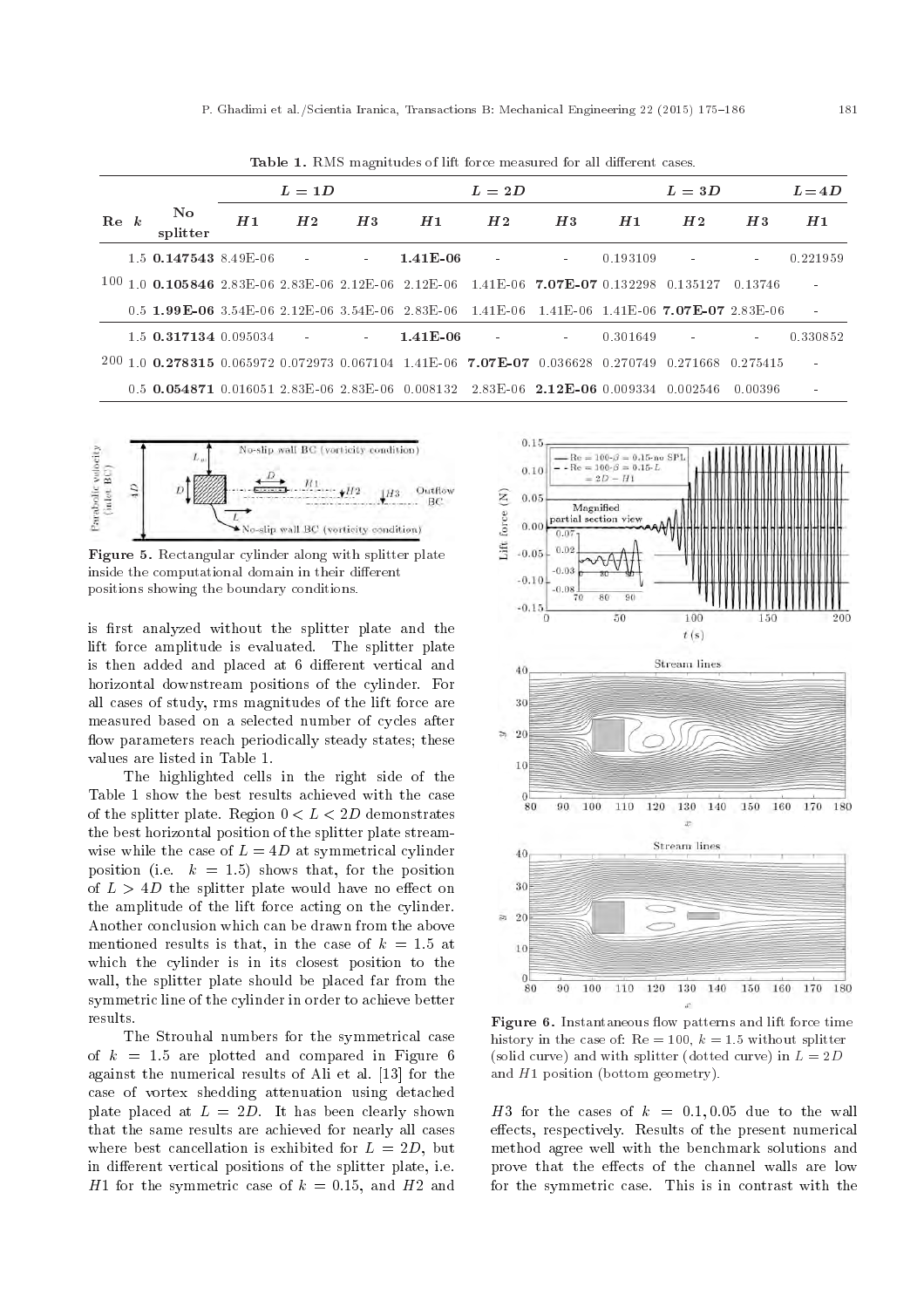**Table 1.** RMS magnitudes of lift force measured for all different cases.

| Re | $k$ | No splitter | $L = 1D$ | | | $L = 2D$ | | | $L = 3D$ | | | $L=4D$ |
|---|---|---|---|---|---|---|---|---|---|---|---|---|
| | | | $H1$ | $H2$ | $H3$ | $H1$ | $H2$ | $H3$ | $H1$ | $H2$ | $H3$ | $H1$ |
| 100 | 1.5 | **0.147543** | 8.49E-06 | - | - | **1.41E-06** | - | - | 0.193109 | - | - | 0.221959 |
| | 1.0 | **0.105846** | 2.83E-06 | 2.83E-06 | 2.12E-06 | 2.12E-06 | 1.41E-06 | **7.07E-07** | 0.132298 | 0.135127 | 0.13746 | - |
| | 0.5 | **1.99E-06** | 3.54E-06 | 2.12E-06 | 3.54E-06 | 2.83E-06 | 1.41E-06 | 1.41E-06 | 1.41E-06 | **7.07E-07** | 2.83E-06 | - |
| 200 | 1.5 | **0.317134** | 0.095034 | - | - | **1.41E-06** | - | - | 0.301649 | - | - | 0.330852 |
| | 1.0 | **0.278315** | 0.065972 | 0.072973 | 0.067104 | 1.41E-06 | **7.07E-07** | 0.036628 | 0.270749 | 0.271668 | 0.275415 | - |
| | 0.5 | **0.054871** | 0.016051 | 2.83E-06 | 2.83E-06 | 0.008132 | 2.83E-06 | **2.12E-06** | 0.009334 | 0.002546 | 0.00396 | - |

**Figure 5.** Rectangular cylinder along with splitter plate inside the computational domain in their different positions showing the boundary conditions.

is first analyzed without the splitter plate and the lift force amplitude is evaluated. The splitter plate is then added and placed at 6 different vertical and horizontal downstream positions of the cylinder. For all cases of study, rms magnitudes of the lift force are measured based on a selected number of cycles after flow parameters reach periodically steady states; these values are listed in Table 1.

The highlighted cells in the right side of the Table 1 show the best results achieved with the case of the splitter plate. Region $0 < L < 2D$ demonstrates the best horizontal position of the splitter plate streamwise while the case of $L = 4D$ at symmetrical cylinder position (i.e. $k = 1.5$) shows that, for the position of $L > 4D$ the splitter plate would have no effect on the amplitude of the lift force acting on the cylinder. Another conclusion which can be drawn from the above mentioned results is that, in the case of $k = 1.5$ at which the cylinder is in its closest position to the wall, the splitter plate should be placed far from the symmetric line of the cylinder in order to achieve better results.

The Strouhal numbers for the symmetrical case of $k = 1.5$ are plotted and compared in Figure 6 against the numerical results of Ali et al. [13] for the case of vortex shedding attenuation using detached plate placed at $L = 2D$. It has been clearly shown that the same results are achieved for nearly all cases where best cancellation is exhibited for $L = 2D$, but in different vertical positions of the splitter plate, i.e. $H1$ for the symmetric case of $k = 0.15$, and $H2$ and $H3$ for the cases of $k = 0.1, 0.05$ due to the wall effects, respectively. Results of the present numerical method agree well with the benchmark solutions and prove that the effects of the channel walls are low for the symmetric case. This is in contrast with the

**Figure 6.** Instantaneous flow patterns and lift force time history in the case of: Re = 100, $k = 1.5$ without splitter (solid curve) and with splitter (dotted curve) in $L = 2D$ and $H1$ position (bottom geometry).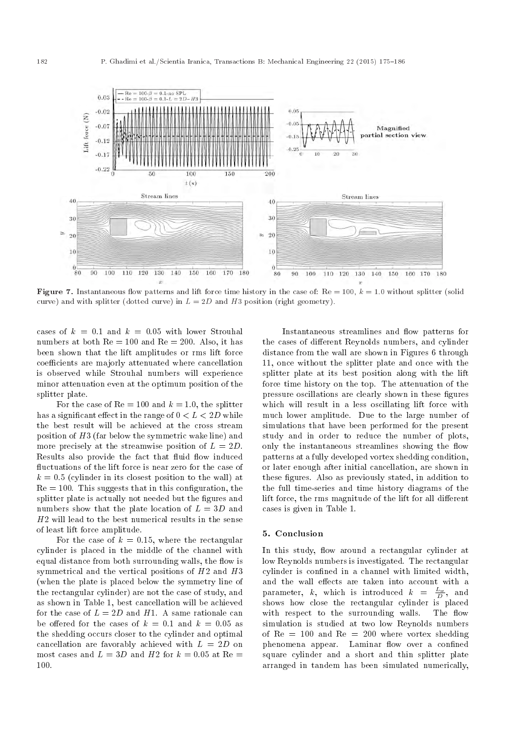**Figure 7.** Instantaneous flow patterns and lift force time history in the case of: Re = 100, $k = 1.0$ without splitter (solid curve) and with splitter (dotted curve) in $L = 2D$ and $H3$ position (right geometry).

cases of $k = 0.1$ and $k = 0.05$ with lower Strouhal numbers at both Re = 100 and Re = 200. Also, it has been shown that the lift amplitudes or rms lift force coefficients are majorly attenuated where cancellation is observed while Strouhal numbers will experience minor attenuation even at the optimum position of the splitter plate.

For the case of Re = 100 and $k = 1.0$, the splitter has a significant effect in the range of $0 < L < 2D$ while the best result will be achieved at the cross stream position of $H3$ (far below the symmetric wake line) and more precisely at the streamwise position of $L = 2D$. Results also provide the fact that fluid flow induced fluctuations of the lift force is near zero for the case of $k = 0.5$ (cylinder in its closest position to the wall) at Re = 100. This suggests that in this configuration, the splitter plate is actually not needed but the figures and numbers show that the plate location of $L = 3D$ and $H2$ will lead to the best numerical results in the sense of least lift force amplitude.

For the case of $k = 0.15$, where the rectangular cylinder is placed in the middle of the channel with equal distance from both surrounding walls, the flow is symmetrical and the vertical positions of $H2$ and $H3$ (when the plate is placed below the symmetry line of the rectangular cylinder) are not the case of study, and as shown in Table 1, best cancellation will be achieved for the case of $L = 2D$ and $H1$. A same rationale can be offered for the cases of $k = 0.1$ and $k = 0.05$ as the shedding occurs closer to the cylinder and optimal cancellation are favorably achieved with $L = 2D$ on most cases and $L = 3D$ and $H2$ for $k = 0.05$ at Re = 100.

Instantaneous streamlines and flow patterns for the cases of different Reynolds numbers, and cylinder distance from the wall are shown in Figures 6 through 11, once without the splitter plate and once with the splitter plate at its best position along with the lift force time history on the top. The attenuation of the pressure oscillations are clearly shown in these figures which will result in a less oscillating lift force with much lower amplitude. Due to the large number of simulations that have been performed for the present study and in order to reduce the number of plots, only the instantaneous streamlines showing the flow patterns at a fully developed vortex shedding condition, or later enough after initial cancellation, are shown in these figures. Also as previously stated, in addition to the full time-series and time history diagrams of the lift force, the rms magnitude of the lift for all different cases is given in Table 1.

## 5. Conclusion

In this study, flow around a rectangular cylinder at low Reynolds numbers is investigated. The rectangular cylinder is confined in a channel with limited width, and the wall effects are taken into account with a parameter, $k$, which is introduced $k = \frac{L_w}{D}$, and shows how close the rectangular cylinder is placed with respect to the surrounding walls. The flow simulation is studied at two low Reynolds numbers of Re = 100 and Re = 200 where vortex shedding phenomena appear. Laminar flow over a confined square cylinder and a short and thin splitter plate arranged in tandem has been simulated numerically,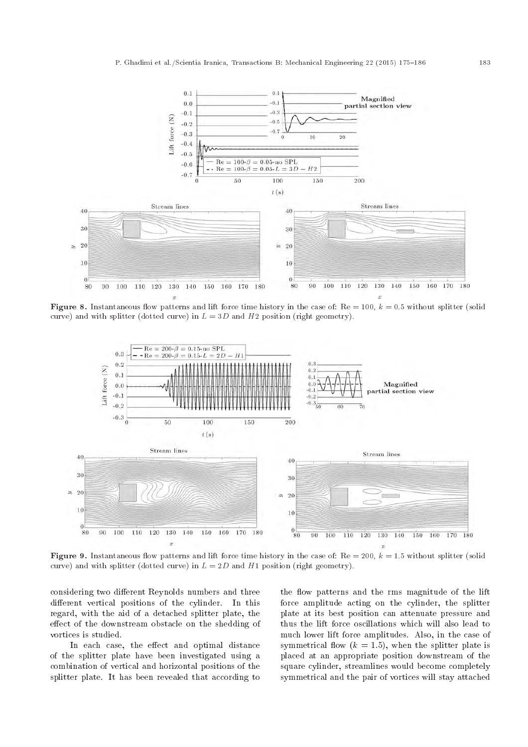**Figure 8.** Instantaneous flow patterns and lift force time history in the case of: Re $= 100$, $k = 0.5$ without splitter (solid curve) and with splitter (dotted curve) in $L = 3D$ and $H2$ position (right geometry).

**Figure 9.** Instantaneous flow patterns and lift force time history in the case of: Re $= 200$, $k = 1.5$ without splitter (solid curve) and with splitter (dotted curve) in $L = 2D$ and $H1$ position (right geometry).

considering two different Reynolds numbers and three different vertical positions of the cylinder. In this regard, with the aid of a detached splitter plate, the effect of the downstream obstacle on the shedding of vortices is studied.

In each case, the effect and optimal distance of the splitter plate have been investigated using a combination of vertical and horizontal positions of the splitter plate. It has been revealed that according to the flow patterns and the rms magnitude of the lift force amplitude acting on the cylinder, the splitter plate at its best position can attenuate pressure and thus the lift force oscillations which will also lead to much lower lift force amplitudes. Also, in the case of symmetrical flow ($k = 1.5$), when the splitter plate is placed at an appropriate position downstream of the square cylinder, streamlines would become completely symmetrical and the pair of vortices will stay attached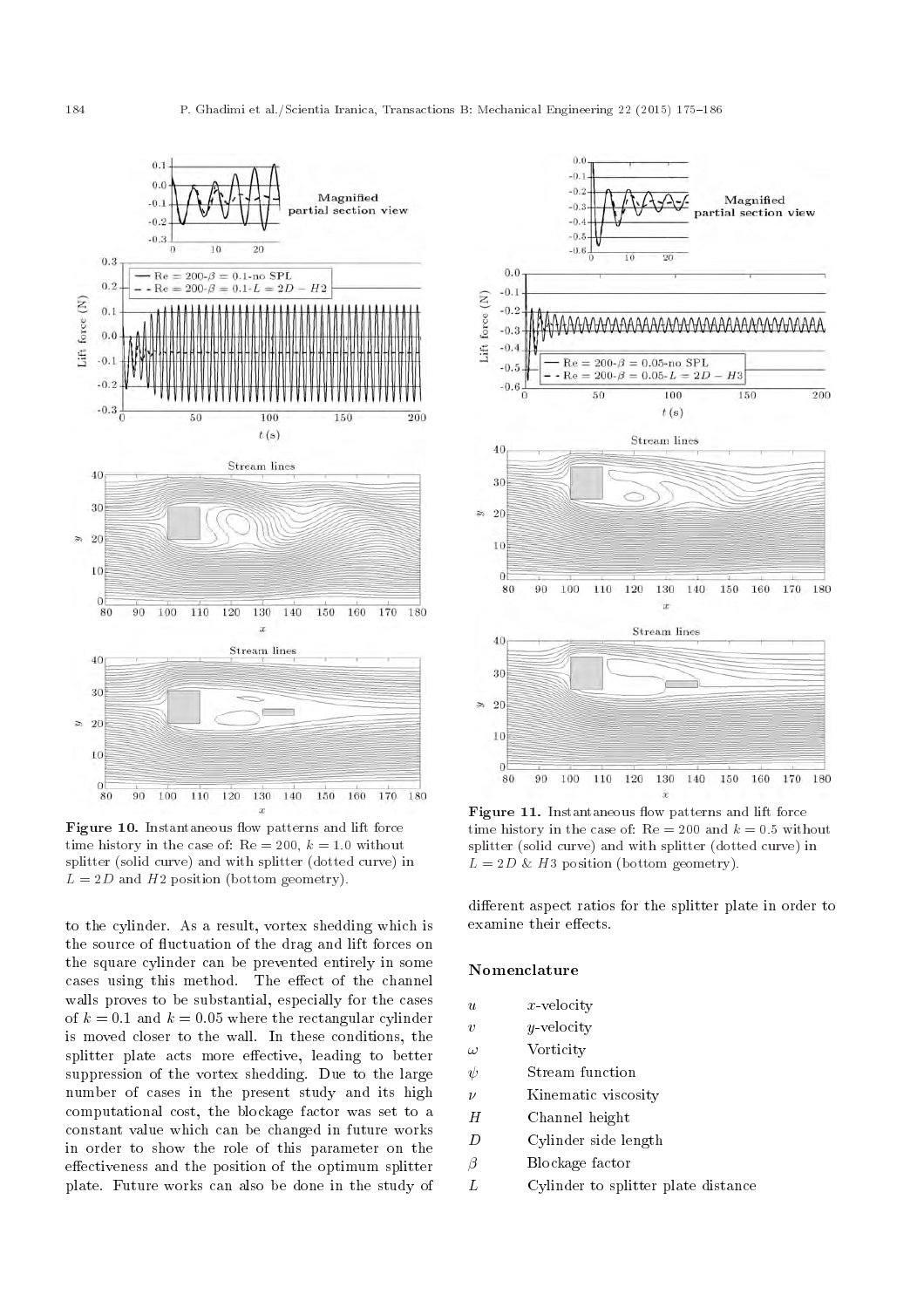**Figure 10.** Instantaneous flow patterns and lift force time history in the case of: Re $= 200$, $k = 1.0$ without splitter (solid curve) and with splitter (dotted curve) in $L = 2D$ and $H2$ position (bottom geometry).

**Figure 11.** Instantaneous flow patterns and lift force time history in the case of: Re $= 200$ and $k = 0.5$ without splitter (solid curve) and with splitter (dotted curve) in $L = 2D$ & $H3$ position (bottom geometry).

to the cylinder. As a result, vortex shedding which is the source of fluctuation of the drag and lift forces on the square cylinder can be prevented entirely in some cases using this method. The effect of the channel walls proves to be substantial, especially for the cases of $k = 0.1$ and $k = 0.05$ where the rectangular cylinder is moved closer to the wall. In these conditions, the splitter plate acts more effective, leading to better suppression of the vortex shedding. Due to the large number of cases in the present study and its high computational cost, the blockage factor was set to a constant value which can be changed in future works in order to show the role of this parameter on the effectiveness and the position of the optimum splitter plate. Future works can also be done in the study of different aspect ratios for the splitter plate in order to examine their effects.

## Nomenclature

| | |
|---|---|
| $u$ | $x$-velocity |
| $v$ | $y$-velocity |
| $\omega$ | Vorticity |
| $\psi$ | Stream function |
| $\nu$ | Kinematic viscosity |
| $H$ | Channel height |
| $D$ | Cylinder side length |
| $\beta$ | Blockage factor |
| $L$ | Cylinder to splitter plate distance |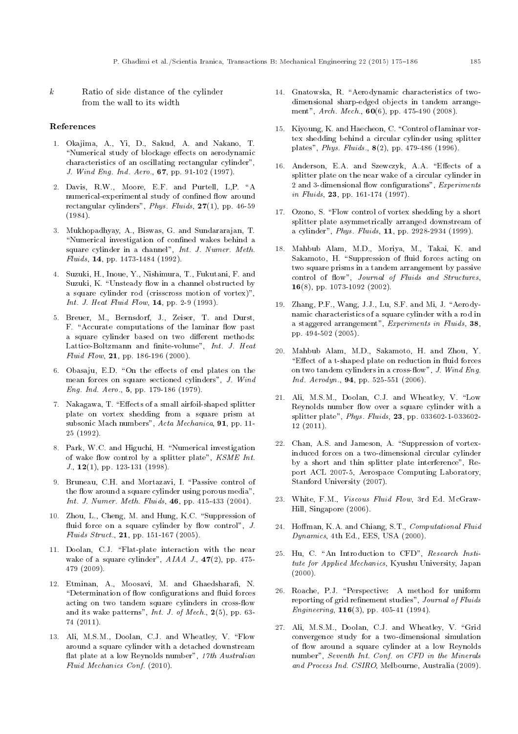$k$ Ratio of side distance of the cylinder from the wall to its width

## References

1. Okajima, A., Yi, D., Sakud, A. and Nakano, T. "Numerical study of blockage effects on aerodynamic characteristics of an oscillating rectangular cylinder", *J. Wind Eng. Ind. Aero.*, **67**, pp. 91-102 (1997).

2. Davis, R.W., Moore, E.F. and Purtell, L,P. "A numerical-experimental study of confined flow around rectangular cylinders", *Phys. Fluids*, **27**(1), pp. 46-59 (1984).

3. Mukhopadhyay, A., Biswas, G. and Sundararajan, T. "Numerical investigation of confined wakes behind a square cylinder in a channel", *Int. J. Numer. Meth. Fluids*, **14**, pp. 1473-1484 (1992).

4. Suzuki, H., Inoue, Y., Nishimura, T., Fukutani, F. and Suzuki, K. "Unsteady flow in a channel obstructed by a square cylinder rod (crisscross motion of vortex)", *Int. J. Heat Fluid Flow*, **14**, pp. 2-9 (1993).

5. Breuer, M., Bernsdorf, J., Zeiser, T. and Durst, F. "Accurate computations of the laminar flow past a square cylinder based on two different methods: Lattice-Boltzmann and finite-volume", *Int. J. Heat Fluid Flow*, **21**, pp. 186-196 (2000).

6. Obasaju, E.D. "On the effects of end plates on the mean forces on square sectioned cylinders", *J. Wind Eng. Ind. Aero.*, **5**, pp. 179-186 (1979).

7. Nakagawa, T. "Effects of a small airfoil-shaped splitter plate on vortex shedding from a square prism at subsonic Mach numbers", *Acta Mechanica*, **91**, pp. 11-25 (1992).

8. Park, W.C. and Higuchi, H. "Numerical investigation of wake flow control by a splitter plate", *KSME Int. J.*, **12**(1), pp. 123-131 (1998).

9. Bruneau, C.H. and Mortazavi, I. "Passive control of the flow around a square cylinder using porous media", *Int. J. Numer. Meth. Fluids*, **46**, pp. 415-433 (2004).

10. Zhou, L., Cheng, M. and Hung, K.C. "Suppression of fluid force on a square cylinder by flow control", *J. Fluids Struct.*, **21**, pp. 151-167 (2005).

11. Doolan, C.J. "Flat-plate interaction with the near wake of a square cylinder", *AIAA J.*, **47**(2), pp. 475-479 (2009).

12. Etminan, A., Moosavi, M. and Ghaedsharafi, N. "Determination of flow configurations and fluid forces acting on two tandem square cylinders in cross-flow and its wake patterns", *Int. J. of Mech.*, **2**(5), pp. 63-74 (2011).

13. Ali, M.S.M., Doolan, C.J. and Wheatley, V. "Flow around a square cylinder with a detached downstream flat plate at a low Reynolds number", *17th Australian Fluid Mechanics Conf.* (2010).

14. Gnatowska, R. "Aerodynamic characteristics of two-dimensional sharp-edged objects in tandem arrangement", *Arch. Mech.*, **60**(6), pp. 475-490 (2008).

15. Kiyoung, K. and Haecheon, C. "Control of laminar vortex shedding behind a circular cylinder using splitter plates", *Phys. Fluids.*, **8**(2), pp. 479-486 (1996).

16. Anderson, E.A. and Szewczyk, A.A. "Effects of a splitter plate on the near wake of a circular cylinder in 2 and 3-dimensional flow configurations", *Experiments in Fluids*, **23**, pp. 161-174 (1997).

17. Ozono, S. "Flow control of vortex shedding by a short splitter plate asymmetrically arranged downstream of a cylinder", *Phys. Fluids*, **11**, pp. 2928-2934 (1999).

18. Mahbub Alam, M.D., Moriya, M., Takai, K. and Sakamoto, H. "Suppression of fluid forces acting on two square prisms in a tandem arrangement by passive control of flow", *Journal of Fluids and Structures*, **16**(8), pp. 1073-1092 (2002).

19. Zhang, P.F., Wang, J.J., Lu, S.F. and Mi, J. "Aerodynamic characteristics of a square cylinder with a rod in a staggered arrangement", *Experiments in Fluids*, **38**, pp. 494-502 (2005).

20. Mahbub Alam, M.D., Sakamoto, H. and Zhou, Y. "Effect of a t-shaped plate on reduction in fluid forces on two tandem cylinders in a cross-flow", *J. Wind Eng. Ind. Aerodyn.*, **94**, pp. 525-551 (2006).

21. Ali, M.S.M., Doolan, C.J. and Wheatley, V. "Low Reynolds number flow over a square cylinder with a splitter plate", *Phys. Fluids*, **23**, pp. 033602-1-033602-12 (2011).

22. Chan, A.S. and Jameson, A. "Suppression of vortex-induced forces on a two-dimensional circular cylinder by a short and thin splitter plate interference", Report ACL 2007-5, Aerospace Computing Laboratory, Stanford University (2007).

23. White, F.M., *Viscous Fluid Flow*, 3rd Ed. McGraw-Hill, Singapore (2006).

24. Hoffman, K.A. and Chiang, S.T., *Computational Fluid Dynamics*, 4th Ed., EES, USA (2000).

25. Hu, C. "An Introduction to CFD", *Research Institute for Applied Mechanics*, Kyushu University, Japan (2000).

26. Roache, P.J. "Perspective: A method for uniform reporting of grid refinement studies", *Journal of Fluids Engineering*, **116**(3), pp. 405-41 (1994).

27. Ali, M.S.M., Doolan, C.J. and Wheatley, V. "Grid convergence study for a two-dimensional simulation of flow around a square cylinder at a low Reynolds number", *Seventh Int. Conf. on CFD in the Minerals and Process Ind. CSIRO*, Melbourne, Australia (2009).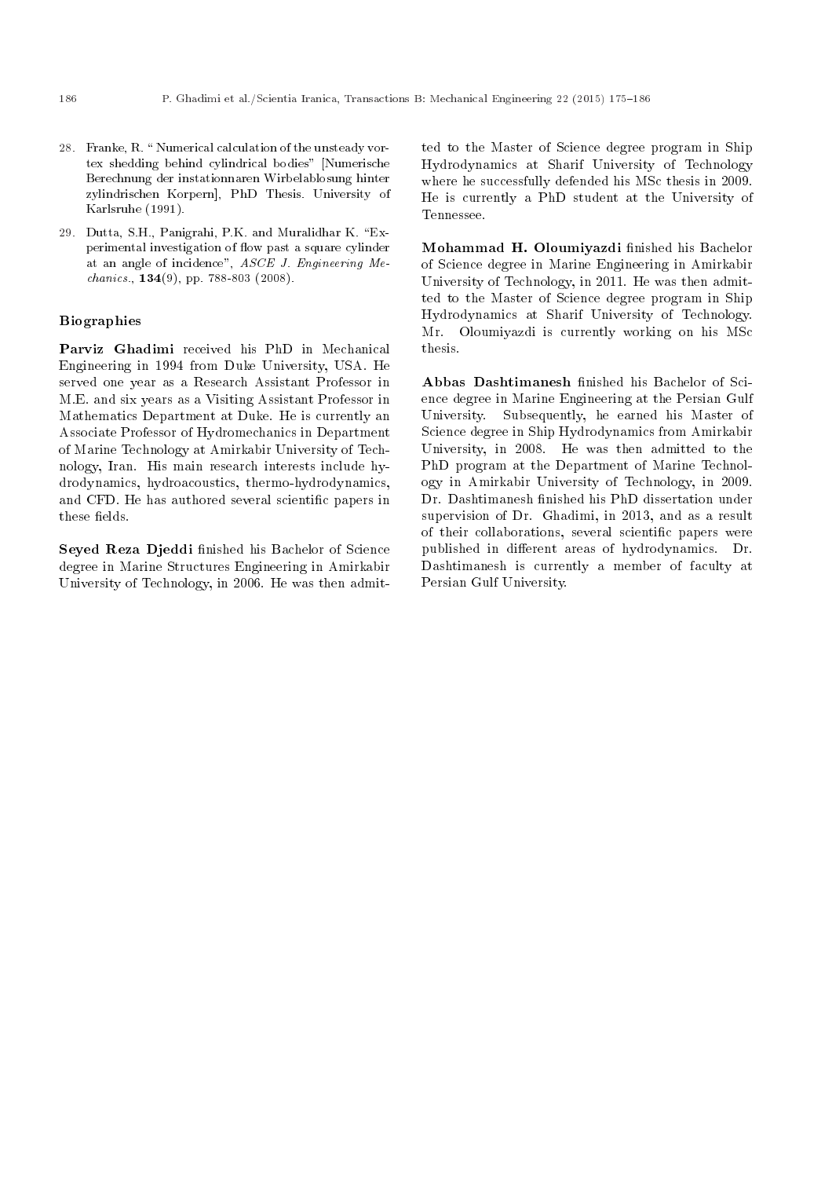28. Franke, R. " Numerical calculation of the unsteady vortex shedding behind cylindrical bodies" [Numerische Berechnung der instationnaren Wirbelablosung hinter zylindrischen Korpern], PhD Thesis. University of Karlsruhe (1991).

29. Dutta, S.H., Panigrahi, P.K. and Muralidhar K. "Experimental investigation of flow past a square cylinder at an angle of incidence", *ASCE J. Engineering Mechanics.*, **134**(9), pp. 788-803 (2008).

### Biographies

**Parviz Ghadimi** received his PhD in Mechanical Engineering in 1994 from Duke University, USA. He served one year as a Research Assistant Professor in M.E. and six years as a Visiting Assistant Professor in Mathematics Department at Duke. He is currently an Associate Professor of Hydromechanics in Department of Marine Technology at Amirkabir University of Technology, Iran. His main research interests include hydrodynamics, hydroacoustics, thermo-hydrodynamics, and CFD. He has authored several scientific papers in these fields.

**Seyed Reza Djeddi** finished his Bachelor of Science degree in Marine Structures Engineering in Amirkabir University of Technology, in 2006. He was then admitted to the Master of Science degree program in Ship Hydrodynamics at Sharif University of Technology where he successfully defended his MSc thesis in 2009. He is currently a PhD student at the University of Tennessee.

**Mohammad H. Oloumiyazdi** finished his Bachelor of Science degree in Marine Engineering in Amirkabir University of Technology, in 2011. He was then admitted to the Master of Science degree program in Ship Hydrodynamics at Sharif University of Technology. Mr. Oloumiyazdi is currently working on his MSc thesis.

**Abbas Dashtimanesh** finished his Bachelor of Science degree in Marine Engineering at the Persian Gulf University. Subsequently, he earned his Master of Science degree in Ship Hydrodynamics from Amirkabir University, in 2008. He was then admitted to the PhD program at the Department of Marine Technology in Amirkabir University of Technology, in 2009. Dr. Dashtimanesh finished his PhD dissertation under supervision of Dr. Ghadimi, in 2013, and as a result of their collaborations, several scientific papers were published in different areas of hydrodynamics. Dr. Dashtimanesh is currently a member of faculty at Persian Gulf University.